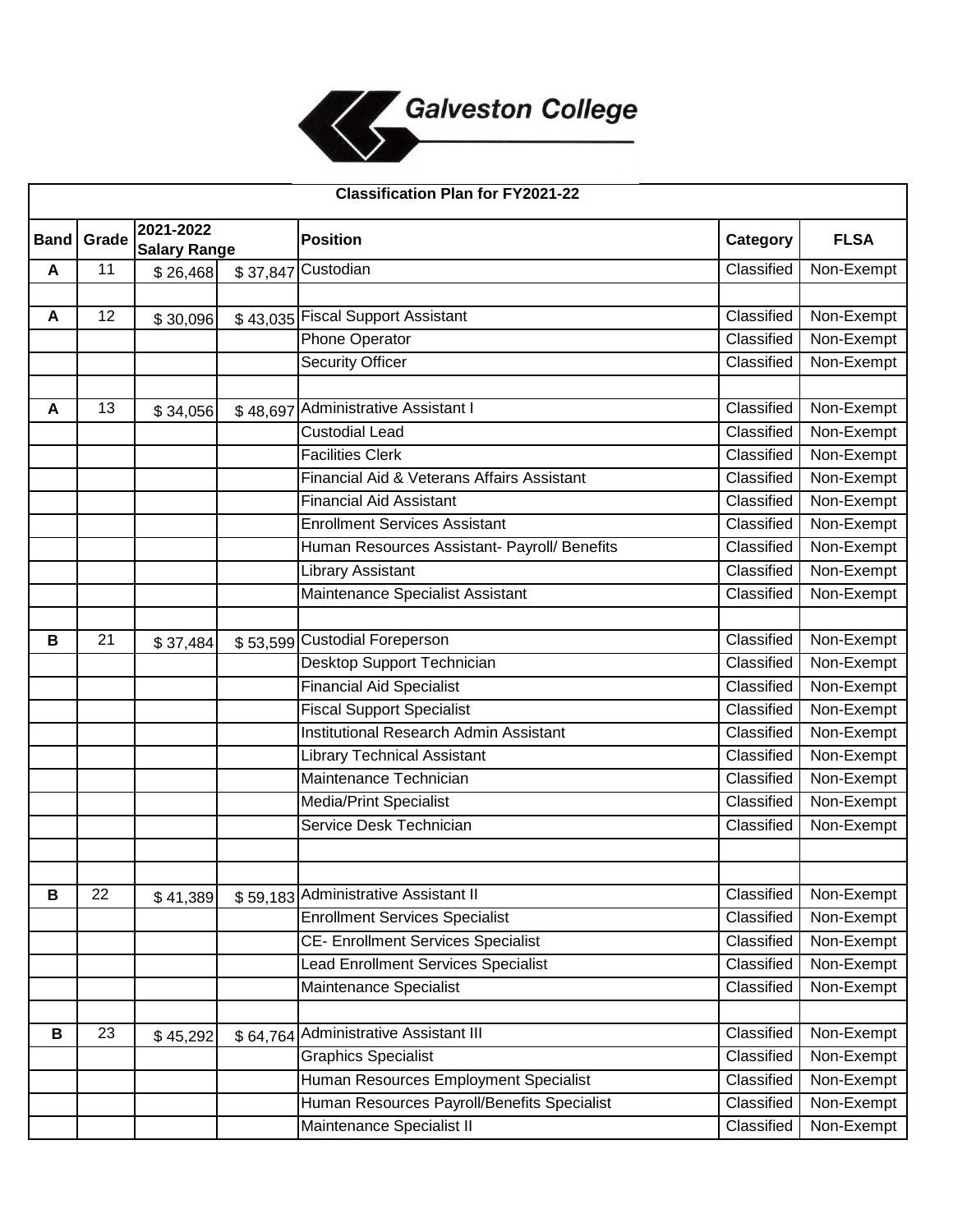Galveston College

| Classification Plan for FY2021-22 | | | | | | |
|---|---|---|---|---|---|---|
| **Band** | **Grade** | **2021-2022 Salary Range** | | **Position** | **Category** | **FLSA** |
| **A** | 11 | $ 26,468 | $ 37,847 | Custodian | Classified | Non-Exempt |
| | | | | | | |
| **A** | 12 | $ 30,096 | $ 43,035 | Fiscal Support Assistant | Classified | Non-Exempt |
| | | | | Phone Operator | Classified | Non-Exempt |
| | | | | Security Officer | Classified | Non-Exempt |
| | | | | | | |
| **A** | 13 | $ 34,056 | $ 48,697 | Administrative Assistant I | Classified | Non-Exempt |
| | | | | Custodial Lead | Classified | Non-Exempt |
| | | | | Facilities Clerk | Classified | Non-Exempt |
| | | | | Financial Aid & Veterans Affairs Assistant | Classified | Non-Exempt |
| | | | | Financial Aid Assistant | Classified | Non-Exempt |
| | | | | Enrollment Services Assistant | Classified | Non-Exempt |
| | | | | Human Resources Assistant- Payroll/ Benefits | Classified | Non-Exempt |
| | | | | Library Assistant | Classified | Non-Exempt |
| | | | | Maintenance Specialist Assistant | Classified | Non-Exempt |
| | | | | | | |
| **B** | 21 | $ 37,484 | $ 53,599 | Custodial Foreperson | Classified | Non-Exempt |
| | | | | Desktop Support Technician | Classified | Non-Exempt |
| | | | | Financial Aid Specialist | Classified | Non-Exempt |
| | | | | Fiscal Support Specialist | Classified | Non-Exempt |
| | | | | Institutional Research Admin Assistant | Classified | Non-Exempt |
| | | | | Library Technical Assistant | Classified | Non-Exempt |
| | | | | Maintenance Technician | Classified | Non-Exempt |
| | | | | Media/Print Specialist | Classified | Non-Exempt |
| | | | | Service Desk Technician | Classified | Non-Exempt |
| | | | | | | |
| | | | | | | |
| **B** | 22 | $ 41,389 | $ 59,183 | Administrative Assistant II | Classified | Non-Exempt |
| | | | | Enrollment Services Specialist | Classified | Non-Exempt |
| | | | | CE- Enrollment Services Specialist | Classified | Non-Exempt |
| | | | | Lead Enrollment Services Specialist | Classified | Non-Exempt |
| | | | | Maintenance Specialist | Classified | Non-Exempt |
| | | | | | | |
| **B** | 23 | $ 45,292 | $ 64,764 | Administrative Assistant III | Classified | Non-Exempt |
| | | | | Graphics Specialist | Classified | Non-Exempt |
| | | | | Human Resources Employment Specialist | Classified | Non-Exempt |
| | | | | Human Resources Payroll/Benefits Specialist | Classified | Non-Exempt |
| | | | | Maintenance Specialist II | Classified | Non-Exempt |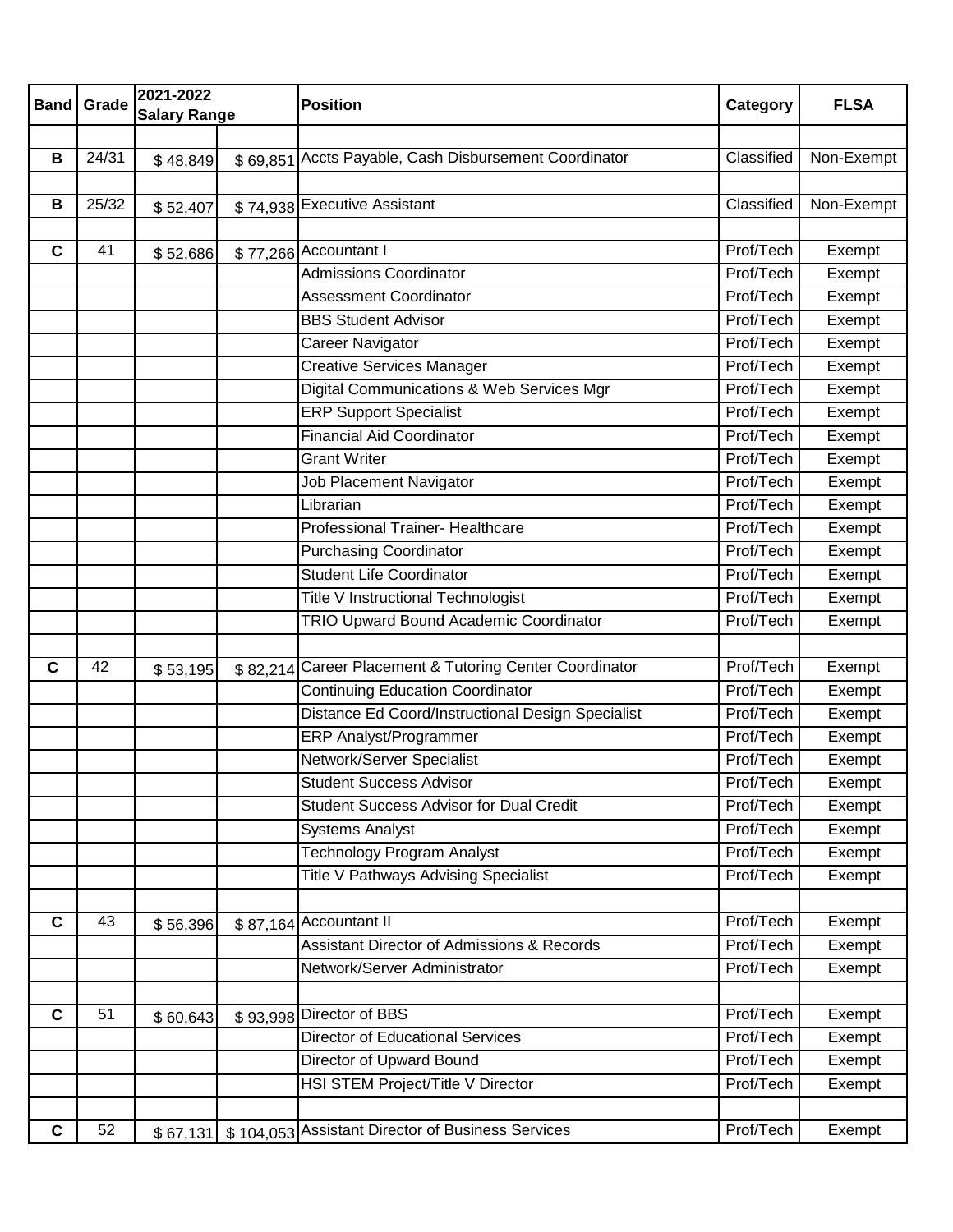| Band | Grade | 2021-2022 Salary Range | | Position | Category | FLSA |
|---|---|---|---|---|---|---|
| | | | | | | |
| B | 24/31 | $ 48,849 | $ 69,851 | Accts Payable, Cash Disbursement Coordinator | Classified | Non-Exempt |
| | | | | | | |
| B | 25/32 | $ 52,407 | $ 74,938 | Executive Assistant | Classified | Non-Exempt |
| | | | | | | |
| C | 41 | $ 52,686 | $ 77,266 | Accountant I | Prof/Tech | Exempt |
| | | | | Admissions Coordinator | Prof/Tech | Exempt |
| | | | | Assessment Coordinator | Prof/Tech | Exempt |
| | | | | BBS Student Advisor | Prof/Tech | Exempt |
| | | | | Career Navigator | Prof/Tech | Exempt |
| | | | | Creative Services Manager | Prof/Tech | Exempt |
| | | | | Digital Communications & Web Services Mgr | Prof/Tech | Exempt |
| | | | | ERP Support Specialist | Prof/Tech | Exempt |
| | | | | Financial Aid Coordinator | Prof/Tech | Exempt |
| | | | | Grant Writer | Prof/Tech | Exempt |
| | | | | Job Placement Navigator | Prof/Tech | Exempt |
| | | | | Librarian | Prof/Tech | Exempt |
| | | | | Professional Trainer- Healthcare | Prof/Tech | Exempt |
| | | | | Purchasing Coordinator | Prof/Tech | Exempt |
| | | | | Student Life Coordinator | Prof/Tech | Exempt |
| | | | | Title V Instructional Technologist | Prof/Tech | Exempt |
| | | | | TRIO Upward Bound Academic Coordinator | Prof/Tech | Exempt |
| | | | | | | |
| C | 42 | $ 53,195 | $ 82,214 | Career Placement & Tutoring Center Coordinator | Prof/Tech | Exempt |
| | | | | Continuing Education Coordinator | Prof/Tech | Exempt |
| | | | | Distance Ed Coord/Instructional Design Specialist | Prof/Tech | Exempt |
| | | | | ERP Analyst/Programmer | Prof/Tech | Exempt |
| | | | | Network/Server Specialist | Prof/Tech | Exempt |
| | | | | Student Success Advisor | Prof/Tech | Exempt |
| | | | | Student Success Advisor for Dual Credit | Prof/Tech | Exempt |
| | | | | Systems Analyst | Prof/Tech | Exempt |
| | | | | Technology Program Analyst | Prof/Tech | Exempt |
| | | | | Title V Pathways Advising Specialist | Prof/Tech | Exempt |
| | | | | | | |
| C | 43 | $ 56,396 | $ 87,164 | Accountant II | Prof/Tech | Exempt |
| | | | | Assistant Director of Admissions & Records | Prof/Tech | Exempt |
| | | | | Network/Server Administrator | Prof/Tech | Exempt |
| | | | | | | |
| C | 51 | $ 60,643 | $ 93,998 | Director of BBS | Prof/Tech | Exempt |
| | | | | Director of Educational Services | Prof/Tech | Exempt |
| | | | | Director of Upward Bound | Prof/Tech | Exempt |
| | | | | HSI STEM Project/Title V Director | Prof/Tech | Exempt |
| | | | | | | |
| C | 52 | $ 67,131 | $ 104,053 | Assistant Director of Business Services | Prof/Tech | Exempt |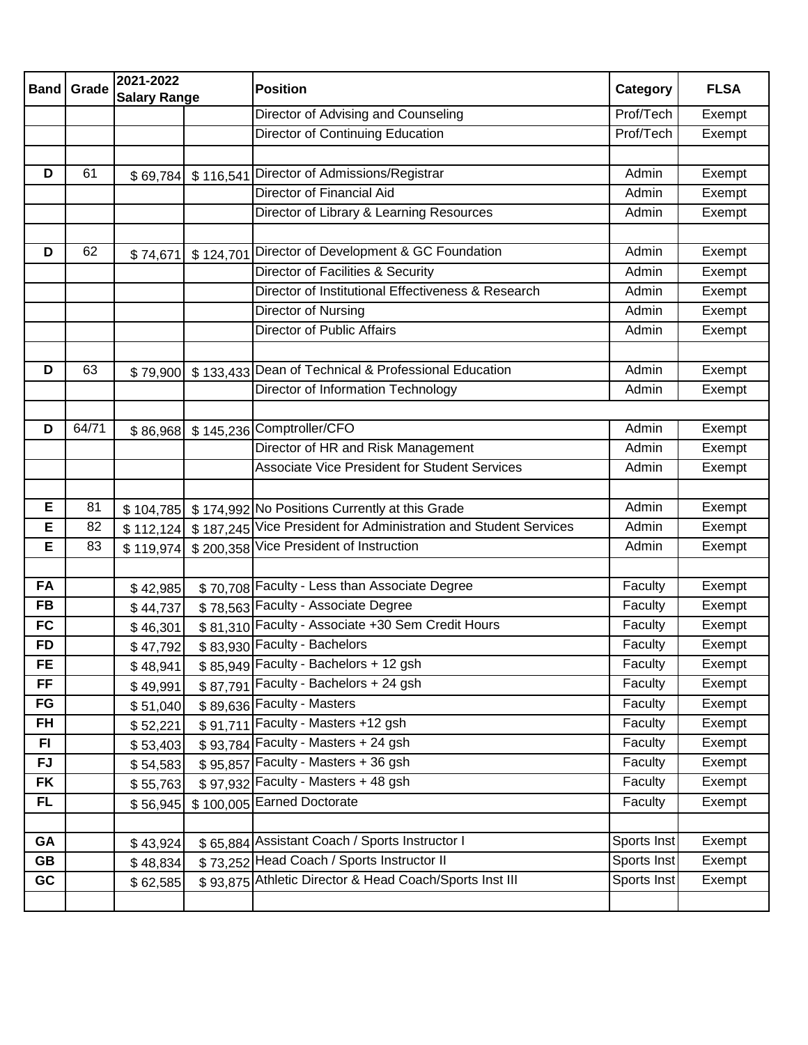| Band | Grade | 2021-2022 Salary Range | | Position | Category | FLSA |
|---|---|---|---|---|---|---|
| | | | | Director of Advising and Counseling | Prof/Tech | Exempt |
| | | | | Director of Continuing Education | Prof/Tech | Exempt |
| | | | | | | |
| D | 61 | $ 69,784 | $ 116,541 | Director of Admissions/Registrar | Admin | Exempt |
| | | | | Director of Financial Aid | Admin | Exempt |
| | | | | Director of Library & Learning Resources | Admin | Exempt |
| | | | | | | |
| D | 62 | $ 74,671 | $ 124,701 | Director of Development & GC Foundation | Admin | Exempt |
| | | | | Director of Facilities & Security | Admin | Exempt |
| | | | | Director of Institutional Effectiveness & Research | Admin | Exempt |
| | | | | Director of Nursing | Admin | Exempt |
| | | | | Director of Public Affairs | Admin | Exempt |
| | | | | | | |
| D | 63 | $ 79,900 | $ 133,433 | Dean of Technical & Professional Education | Admin | Exempt |
| | | | | Director of Information Technology | Admin | Exempt |
| | | | | | | |
| D | 64/71 | $ 86,968 | $ 145,236 | Comptroller/CFO | Admin | Exempt |
| | | | | Director of HR and Risk Management | Admin | Exempt |
| | | | | Associate Vice President for Student Services | Admin | Exempt |
| | | | | | | |
| E | 81 | $ 104,785 | $ 174,992 | No Positions Currently at this Grade | Admin | Exempt |
| E | 82 | $ 112,124 | $ 187,245 | Vice President for Administration and Student Services | Admin | Exempt |
| E | 83 | $ 119,974 | $ 200,358 | Vice President of Instruction | Admin | Exempt |
| | | | | | | |
| FA | | $ 42,985 | $ 70,708 | Faculty - Less than Associate Degree | Faculty | Exempt |
| FB | | $ 44,737 | $ 78,563 | Faculty - Associate Degree | Faculty | Exempt |
| FC | | $ 46,301 | $ 81,310 | Faculty - Associate +30 Sem Credit Hours | Faculty | Exempt |
| FD | | $ 47,792 | $ 83,930 | Faculty - Bachelors | Faculty | Exempt |
| FE | | $ 48,941 | $ 85,949 | Faculty - Bachelors + 12 gsh | Faculty | Exempt |
| FF | | $ 49,991 | $ 87,791 | Faculty - Bachelors + 24 gsh | Faculty | Exempt |
| FG | | $ 51,040 | $ 89,636 | Faculty - Masters | Faculty | Exempt |
| FH | | $ 52,221 | $ 91,711 | Faculty - Masters +12 gsh | Faculty | Exempt |
| FI | | $ 53,403 | $ 93,784 | Faculty - Masters + 24 gsh | Faculty | Exempt |
| FJ | | $ 54,583 | $ 95,857 | Faculty - Masters + 36 gsh | Faculty | Exempt |
| FK | | $ 55,763 | $ 97,932 | Faculty - Masters + 48 gsh | Faculty | Exempt |
| FL | | $ 56,945 | $ 100,005 | Earned Doctorate | Faculty | Exempt |
| | | | | | | |
| GA | | $ 43,924 | $ 65,884 | Assistant Coach / Sports Instructor I | Sports Inst | Exempt |
| GB | | $ 48,834 | $ 73,252 | Head Coach / Sports Instructor II | Sports Inst | Exempt |
| GC | | $ 62,585 | $ 93,875 | Athletic Director & Head Coach/Sports Inst III | Sports Inst | Exempt |
| | | | | | | |